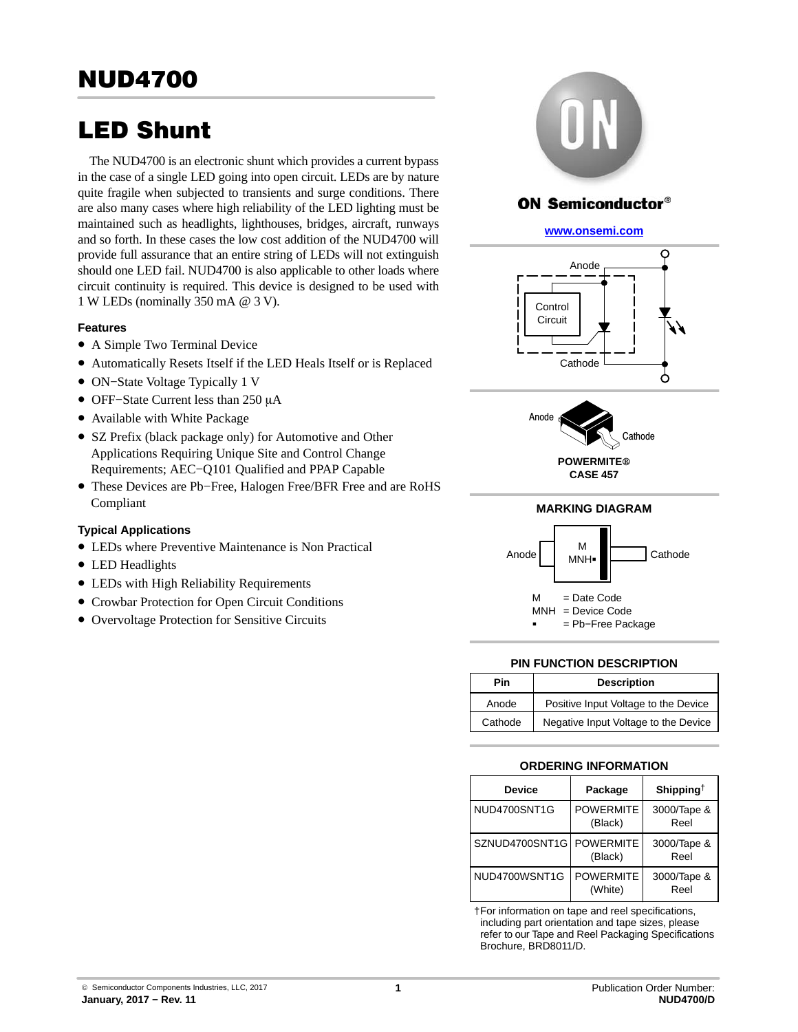# NUD4700

# LED Shunt

The NUD4700 is an electronic shunt which provides a current bypass in the case of a single LED going into open circuit. LEDs are by nature quite fragile when subjected to transients and surge conditions. There are also many cases where high reliability of the LED lighting must be maintained such as headlights, lighthouses, bridges, aircraft, runways and so forth. In these cases the low cost addition of the NUD4700 will provide full assurance that an entire string of LEDs will not extinguish should one LED fail. NUD4700 is also applicable to other loads where circuit continuity is required. This device is designed to be used with 1 W LEDs (nominally 350 mA @ 3 V).

### Features

- A Simple Two Terminal Device
- Automatically Resets Itself if the LED Heals Itself or is Replaced
- ON−State Voltage Typically 1 V
- OFF−State Current less than 250 μA
- Available with White Package
- SZ Prefix (black package only) for Automotive and Other Applications Requiring Unique Site and Control Change Requirements; AEC−Q101 Qualified and PPAP Capable
- These Devices are Pb−Free, Halogen Free/BFR Free and are RoHS Compliant

### Typical Applications

- LEDs where Preventive Maintenance is Non Practical
- LED Headlights
- LEDs with High Reliability Requirements
- Crowbar Protection for Open Circuit Conditions
- Overvoltage Protection for Sensitive Circuits

**ON Semiconductor®**

**www.onsemi.com**

Anode

Control Circuit

Cathode

Anode

Cathode

**POWERMITE®**
**CASE 457**

### MARKING DIAGRAM

Anode | M MNH▪ | Cathode

M = Date Code
MNH = Device Code
▪ = Pb−Free Package

### PIN FUNCTION DESCRIPTION

| Pin | Description |
|---|---|
| Anode | Positive Input Voltage to the Device |
| Cathode | Negative Input Voltage to the Device |

### ORDERING INFORMATION

| Device | Package | Shipping† |
|---|---|---|
| NUD4700SNT1G | POWERMITE (Black) | 3000/Tape & Reel |
| SZNUD4700SNT1G | POWERMITE (Black) | 3000/Tape & Reel |
| NUD4700WSNT1G | POWERMITE (White) | 3000/Tape & Reel |

†For information on tape and reel specifications, including part orientation and tape sizes, please refer to our Tape and Reel Packaging Specifications Brochure, BRD8011/D.

© Semiconductor Components Industries, LLC, 2017
**January, 2017 − Rev. 11**

Publication Order Number:
**NUD4700/D**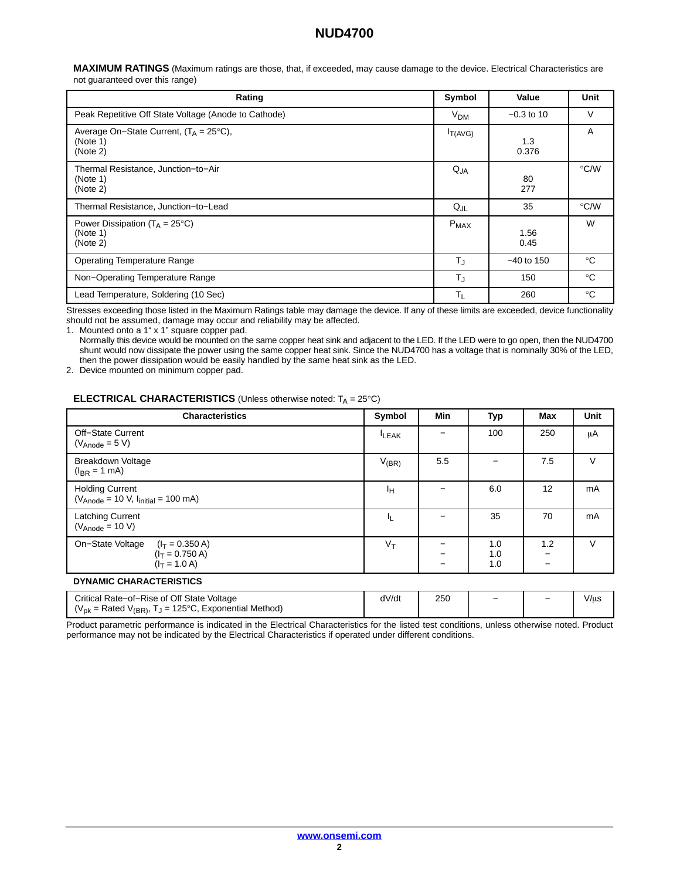**MAXIMUM RATINGS** (Maximum ratings are those, that, if exceeded, may cause damage to the device. Electrical Characteristics are not guaranteed over this range)

| Rating | Symbol | Value | Unit |
|---|---|---|---|
| Peak Repetitive Off State Voltage (Anode to Cathode) | $V_{DM}$ | −0.3 to 10 | V |
| Average On−State Current, ($T_A$ = 25°C), (Note 1) (Note 2) | $I_{T(AVG)}$ | 1.3 0.376 | A |
| Thermal Resistance, Junction−to−Air (Note 1) (Note 2) | $Q_{JA}$ | 80 277 | °C/W |
| Thermal Resistance, Junction−to−Lead | $Q_{JL}$ | 35 | °C/W |
| Power Dissipation ($T_A$ = 25°C) (Note 1) (Note 2) | $P_{MAX}$ | 1.56 0.45 | W |
| Operating Temperature Range | $T_J$ | −40 to 150 | °C |
| Non−Operating Temperature Range | $T_J$ | 150 | °C |
| Lead Temperature, Soldering (10 Sec) | $T_L$ | 260 | °C |

Stresses exceeding those listed in the Maximum Ratings table may damage the device. If any of these limits are exceeded, device functionality should not be assumed, damage may occur and reliability may be affected.

1. Mounted onto a 1" x 1" square copper pad.
   Normally this device would be mounted on the same copper heat sink and adjacent to the LED. If the LED were to go open, then the NUD4700 shunt would now dissipate the power using the same copper heat sink. Since the NUD4700 has a voltage that is nominally 30% of the LED, then the power dissipation would be easily handled by the same heat sink as the LED.
2. Device mounted on minimum copper pad.

**ELECTRICAL CHARACTERISTICS** (Unless otherwise noted: $T_A$ = 25°C)

| Characteristics | Symbol | Min | Typ | Max | Unit |
|---|---|---|---|---|---|
| Off−State Current ($V_{Anode}$ = 5 V) | $I_{LEAK}$ | − | 100 | 250 | μA |
| Breakdown Voltage ($I_{BR}$ = 1 mA) | $V_{(BR)}$ | 5.5 | − | 7.5 | V |
| Holding Current ($V_{Anode}$ = 10 V, $I_{initial}$ = 100 mA) | $I_H$ | − | 6.0 | 12 | mA |
| Latching Current ($V_{Anode}$ = 10 V) | $I_L$ | − | 35 | 70 | mA |
| On−State Voltage ($I_T$ = 0.350 A) ($I_T$ = 0.750 A) ($I_T$ = 1.0 A) | $V_T$ | − − − | 1.0 1.0 1.0 | 1.2 − − | V |
| **DYNAMIC CHARACTERISTICS** | | | | | |
| Critical Rate−of−Rise of Off State Voltage ($V_{pk}$ = Rated $V_{(BR)}$, $T_J$ = 125°C, Exponential Method) | dV/dt | 250 | − | − | V/μs |

Product parametric performance is indicated in the Electrical Characteristics for the listed test conditions, unless otherwise noted. Product performance may not be indicated by the Electrical Characteristics if operated under different conditions.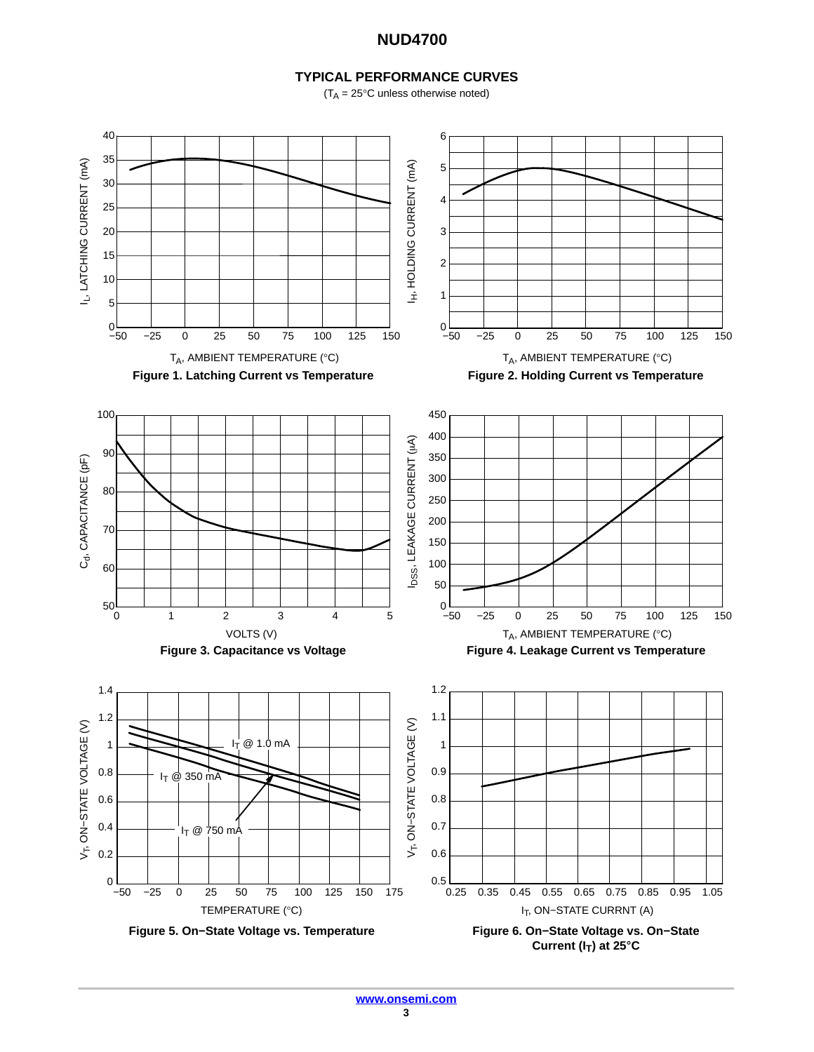## TYPICAL PERFORMANCE CURVES

($T_A$ = 25°C unless otherwise noted)

**Figure 1. Latching Current vs Temperature**

**Figure 2. Holding Current vs Temperature**

**Figure 3. Capacitance vs Voltage**

**Figure 4. Leakage Current vs Temperature**

**Figure 5. On−State Voltage vs. Temperature**

**Figure 6. On−State Voltage vs. On−State Current ($I_T$) at 25°C**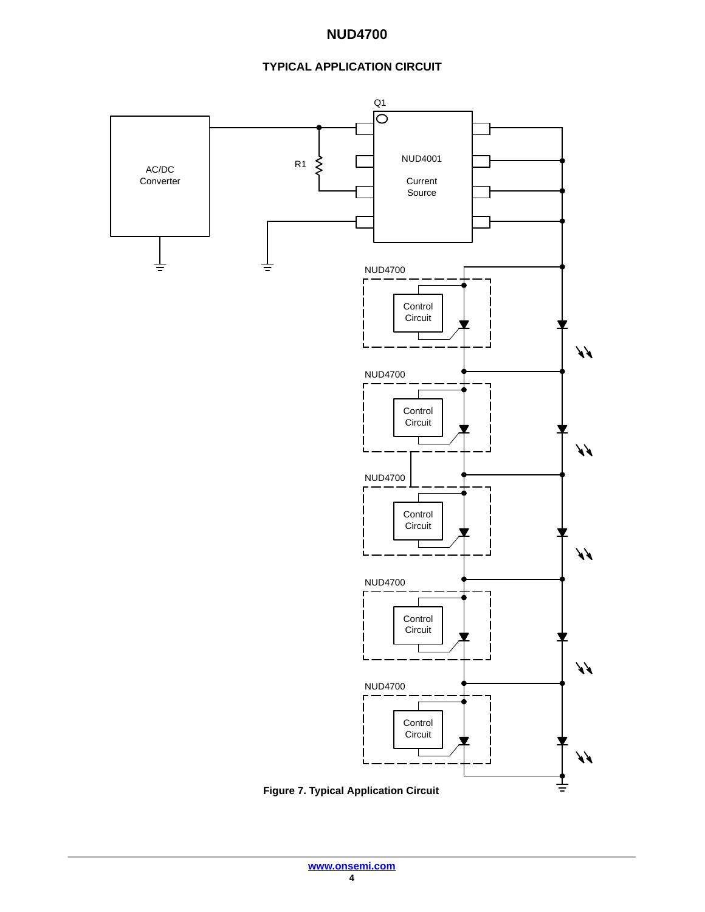## TYPICAL APPLICATION CIRCUIT

Figure 7. Typical Application Circuit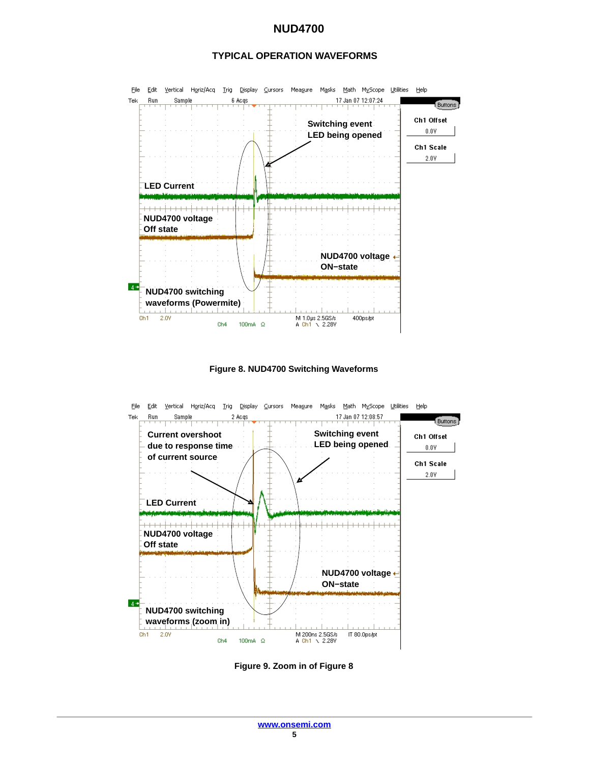## TYPICAL OPERATION WAVEFORMS

Figure 8. NUD4700 Switching Waveforms

Figure 9. Zoom in of Figure 8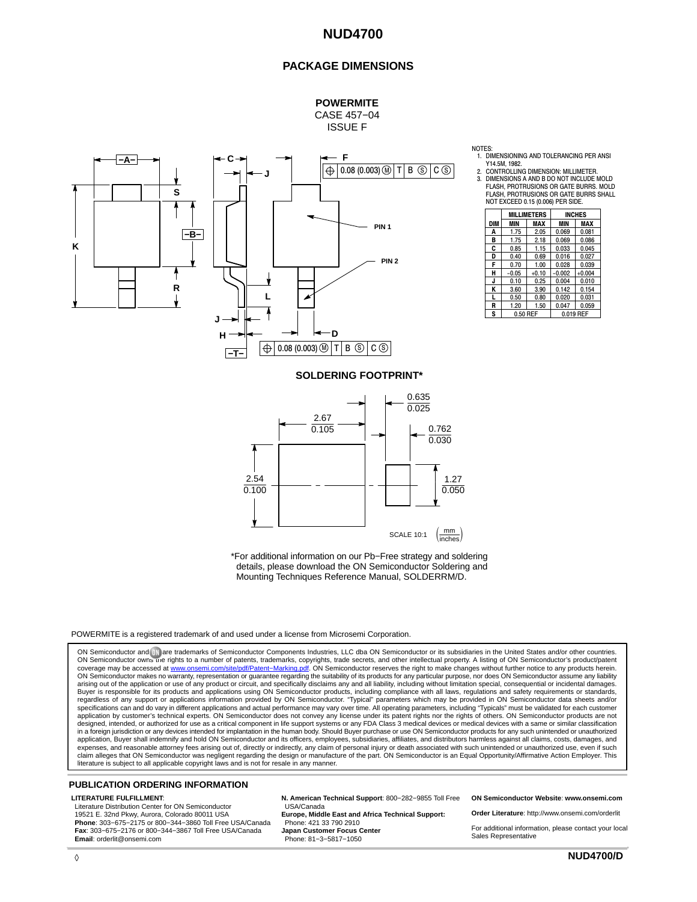## PACKAGE DIMENSIONS

**POWERMITE**
CASE 457−04
ISSUE F

NOTES:
1. DIMENSIONING AND TOLERANCING PER ANSI Y14.5M, 1982.
2. CONTROLLING DIMENSION: MILLIMETER.
3. DIMENSIONS A AND B DO NOT INCLUDE MOLD FLASH, PROTRUSIONS OR GATE BURRS. MOLD FLASH, PROTRUSIONS OR GATE BURRS SHALL NOT EXCEED 0.15 (0.006) PER SIDE.

| | MILLIMETERS | | INCHES | |
|---|---|---|---|---|
| DIM | MIN | MAX | MIN | MAX |
| A | 1.75 | 2.05 | 0.069 | 0.081 |
| B | 1.75 | 2.18 | 0.069 | 0.086 |
| C | 0.85 | 1.15 | 0.033 | 0.045 |
| D | 0.40 | 0.69 | 0.016 | 0.027 |
| F | 0.70 | 1.00 | 0.028 | 0.039 |
| H | −0.05 | +0.10 | −0.002 | +0.004 |
| J | 0.10 | 0.25 | 0.004 | 0.010 |
| K | 3.60 | 3.90 | 0.142 | 0.154 |
| L | 0.50 | 0.80 | 0.020 | 0.031 |
| R | 1.20 | 1.50 | 0.047 | 0.059 |
| S | 0.50 REF | | 0.019 REF | |

−A− −B− −T− C J F K S R L H D PIN 1 PIN 2

0.08 (0.003) Ⓜ T B Ⓢ C Ⓢ

## SOLDERING FOOTPRINT*

2.67 / 0.105
0.635 / 0.025
0.762 / 0.030
2.54 / 0.100
1.27 / 0.050

SCALE 10:1 (mm / inches)

*For additional information on our Pb−Free strategy and soldering details, please download the ON Semiconductor Soldering and Mounting Techniques Reference Manual, SOLDERRM/D.

POWERMITE is a registered trademark of and used under a license from Microsemi Corporation.

ON Semiconductor and ON are trademarks of Semiconductor Components Industries, LLC dba ON Semiconductor or its subsidiaries in the United States and/or other countries. ON Semiconductor owns the rights to a number of patents, trademarks, copyrights, trade secrets, and other intellectual property. A listing of ON Semiconductor's product/patent coverage may be accessed at www.onsemi.com/site/pdf/Patent−Marking.pdf. ON Semiconductor reserves the right to make changes without further notice to any products herein. ON Semiconductor makes no warranty, representation or guarantee regarding the suitability of its products for any particular purpose, nor does ON Semiconductor assume any liability arising out of the application or use of any product or circuit, and specifically disclaims any and all liability, including without limitation special, consequential or incidental damages. Buyer is responsible for its products and applications using ON Semiconductor products, including compliance with all laws, regulations and safety requirements or standards, regardless of any support or applications information provided by ON Semiconductor. "Typical" parameters which may be provided in ON Semiconductor data sheets and/or specifications can and do vary in different applications and actual performance may vary over time. All operating parameters, including "Typicals" must be validated for each customer application by customer's technical experts. ON Semiconductor does not convey any license under its patent rights nor the rights of others. ON Semiconductor products are not designed, intended, or authorized for use as a critical component in life support systems or any FDA Class 3 medical devices or medical devices with a same or similar classification in a foreign jurisdiction or any devices intended for implantation in the human body. Should Buyer purchase or use ON Semiconductor products for any such unintended or unauthorized application, Buyer shall indemnify and hold ON Semiconductor and its officers, employees, subsidiaries, affiliates, and distributors harmless against all claims, costs, damages, and expenses, and reasonable attorney fees arising out of, directly or indirectly, any claim of personal injury or death associated with such unintended or unauthorized use, even if such claim alleges that ON Semiconductor was negligent regarding the design or manufacture of the part. ON Semiconductor is an Equal Opportunity/Affirmative Action Employer. This literature is subject to all applicable copyright laws and is not for resale in any manner.

## PUBLICATION ORDERING INFORMATION

**LITERATURE FULFILLMENT**:
Literature Distribution Center for ON Semiconductor
19521 E. 32nd Pkwy, Aurora, Colorado 80011 USA
**Phone**: 303−675−2175 or 800−344−3860 Toll Free USA/Canada
**Fax**: 303−675−2176 or 800−344−3867 Toll Free USA/Canada
**Email**: orderlit@onsemi.com

**N. American Technical Support**: 800−282−9855 Toll Free USA/Canada
**Europe, Middle East and Africa Technical Support:**
Phone: 421 33 790 2910
**Japan Customer Focus Center**
Phone: 81−3−5817−1050

**ON Semiconductor Website**: **www.onsemi.com**

**Order Literature**: http://www.onsemi.com/orderlit

For additional information, please contact your local Sales Representative

**NUD4700/D**